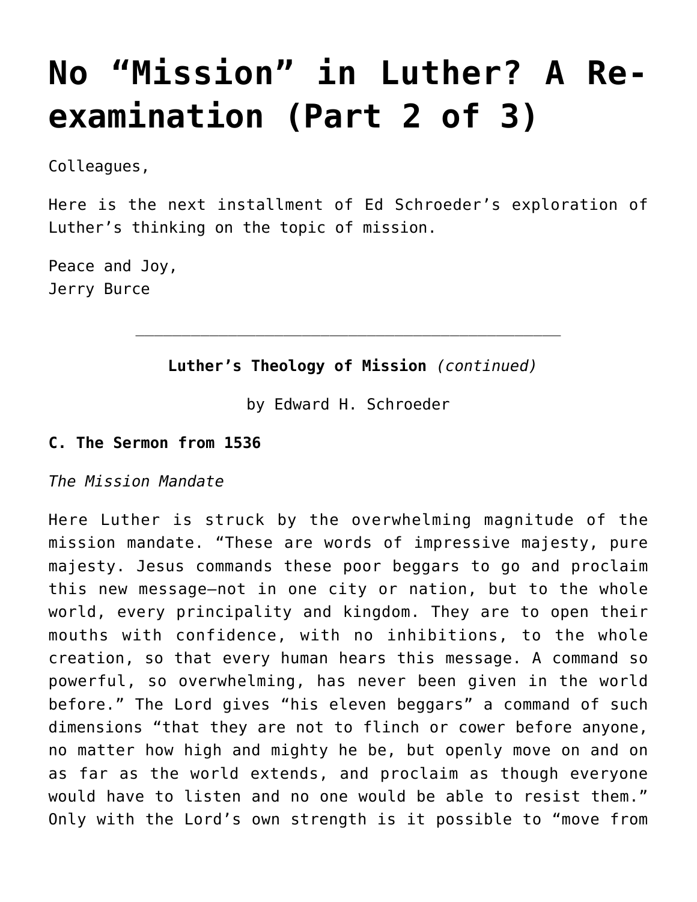# No "Mission" in Luther? A Re-examination (Part 2 of 3)

Colleagues,

Here is the next installment of Ed Schroeder's exploration of Luther's thinking on the topic of mission.

Peace and Joy,
Jerry Burce

---

**Luther's Theology of Mission** *(continued)*

by Edward H. Schroeder

**C. The Sermon from 1536**

*The Mission Mandate*

Here Luther is struck by the overwhelming magnitude of the mission mandate. "These are words of impressive majesty, pure majesty. Jesus commands these poor beggars to go and proclaim this new message—not in one city or nation, but to the whole world, every principality and kingdom. They are to open their mouths with confidence, with no inhibitions, to the whole creation, so that every human hears this message. A command so powerful, so overwhelming, has never been given in the world before." The Lord gives "his eleven beggars" a command of such dimensions "that they are not to flinch or cower before anyone, no matter how high and mighty he be, but openly move on and on as far as the world extends, and proclaim as though everyone would have to listen and no one would be able to resist them." Only with the Lord's own strength is it possible to "move from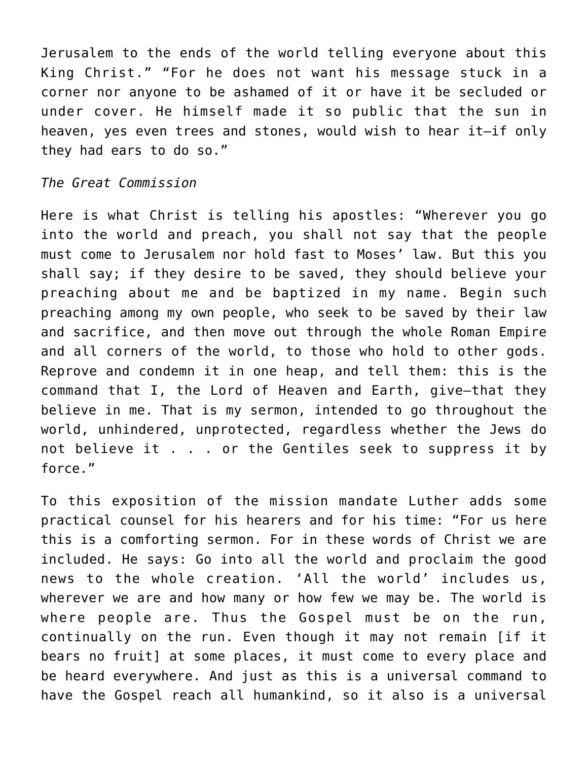Jerusalem to the ends of the world telling everyone about this King Christ." "For he does not want his message stuck in a corner nor anyone to be ashamed of it or have it be secluded or under cover. He himself made it so public that the sun in heaven, yes even trees and stones, would wish to hear it—if only they had ears to do so."

*The Great Commission*

Here is what Christ is telling his apostles: "Wherever you go into the world and preach, you shall not say that the people must come to Jerusalem nor hold fast to Moses' law. But this you shall say; if they desire to be saved, they should believe your preaching about me and be baptized in my name. Begin such preaching among my own people, who seek to be saved by their law and sacrifice, and then move out through the whole Roman Empire and all corners of the world, to those who hold to other gods. Reprove and condemn it in one heap, and tell them: this is the command that I, the Lord of Heaven and Earth, give—that they believe in me. That is my sermon, intended to go throughout the world, unhindered, unprotected, regardless whether the Jews do not believe it . . . or the Gentiles seek to suppress it by force."

To this exposition of the mission mandate Luther adds some practical counsel for his hearers and for his time: "For us here this is a comforting sermon. For in these words of Christ we are included. He says: Go into all the world and proclaim the good news to the whole creation. 'All the world' includes us, wherever we are and how many or how few we may be. The world is where people are. Thus the Gospel must be on the run, continually on the run. Even though it may not remain [if it bears no fruit] at some places, it must come to every place and be heard everywhere. And just as this is a universal command to have the Gospel reach all humankind, so it also is a universal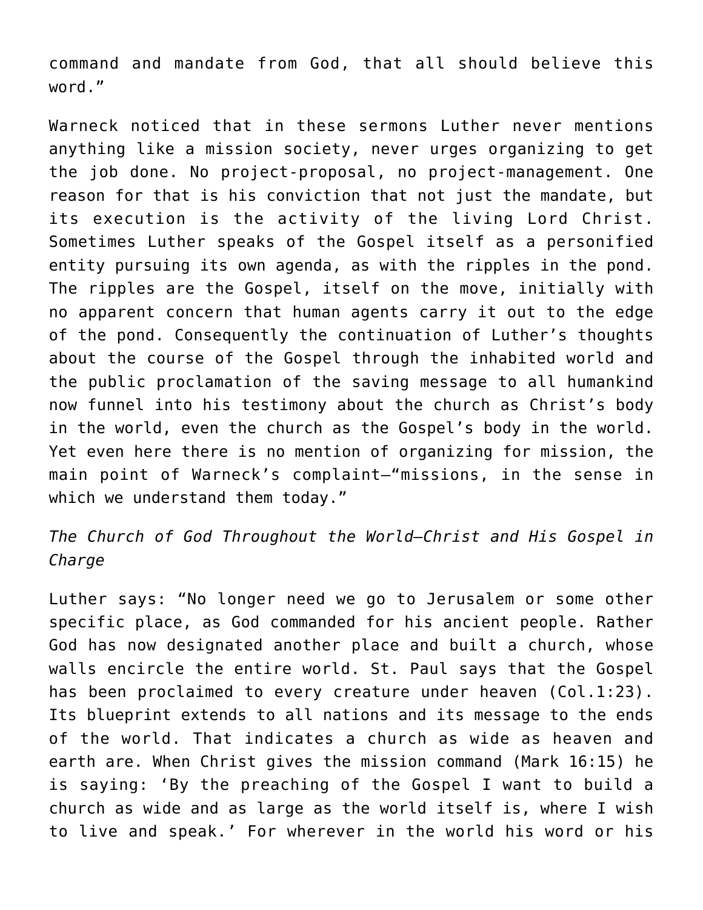command and mandate from God, that all should believe this word."

Warneck noticed that in these sermons Luther never mentions anything like a mission society, never urges organizing to get the job done. No project-proposal, no project-management. One reason for that is his conviction that not just the mandate, but its execution is the activity of the living Lord Christ. Sometimes Luther speaks of the Gospel itself as a personified entity pursuing its own agenda, as with the ripples in the pond. The ripples are the Gospel, itself on the move, initially with no apparent concern that human agents carry it out to the edge of the pond. Consequently the continuation of Luther's thoughts about the course of the Gospel through the inhabited world and the public proclamation of the saving message to all humankind now funnel into his testimony about the church as Christ's body in the world, even the church as the Gospel's body in the world. Yet even here there is no mention of organizing for mission, the main point of Warneck's complaint—"missions, in the sense in which we understand them today."

*The Church of God Throughout the World—Christ and His Gospel in Charge*

Luther says: "No longer need we go to Jerusalem or some other specific place, as God commanded for his ancient people. Rather God has now designated another place and built a church, whose walls encircle the entire world. St. Paul says that the Gospel has been proclaimed to every creature under heaven (Col.1:23). Its blueprint extends to all nations and its message to the ends of the world. That indicates a church as wide as heaven and earth are. When Christ gives the mission command (Mark 16:15) he is saying: 'By the preaching of the Gospel I want to build a church as wide and as large as the world itself is, where I wish to live and speak.' For wherever in the world his word or his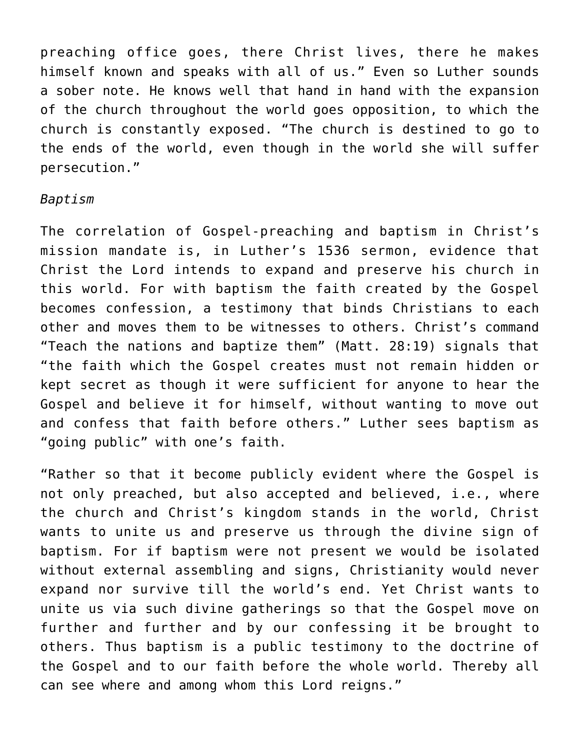preaching office goes, there Christ lives, there he makes himself known and speaks with all of us." Even so Luther sounds a sober note. He knows well that hand in hand with the expansion of the church throughout the world goes opposition, to which the church is constantly exposed. "The church is destined to go to the ends of the world, even though in the world she will suffer persecution."

*Baptism*

The correlation of Gospel-preaching and baptism in Christ's mission mandate is, in Luther's 1536 sermon, evidence that Christ the Lord intends to expand and preserve his church in this world. For with baptism the faith created by the Gospel becomes confession, a testimony that binds Christians to each other and moves them to be witnesses to others. Christ's command "Teach the nations and baptize them" (Matt. 28:19) signals that "the faith which the Gospel creates must not remain hidden or kept secret as though it were sufficient for anyone to hear the Gospel and believe it for himself, without wanting to move out and confess that faith before others." Luther sees baptism as "going public" with one's faith.

"Rather so that it become publicly evident where the Gospel is not only preached, but also accepted and believed, i.e., where the church and Christ's kingdom stands in the world, Christ wants to unite us and preserve us through the divine sign of baptism. For if baptism were not present we would be isolated without external assembling and signs, Christianity would never expand nor survive till the world's end. Yet Christ wants to unite us via such divine gatherings so that the Gospel move on further and further and by our confessing it be brought to others. Thus baptism is a public testimony to the doctrine of the Gospel and to our faith before the whole world. Thereby all can see where and among whom this Lord reigns."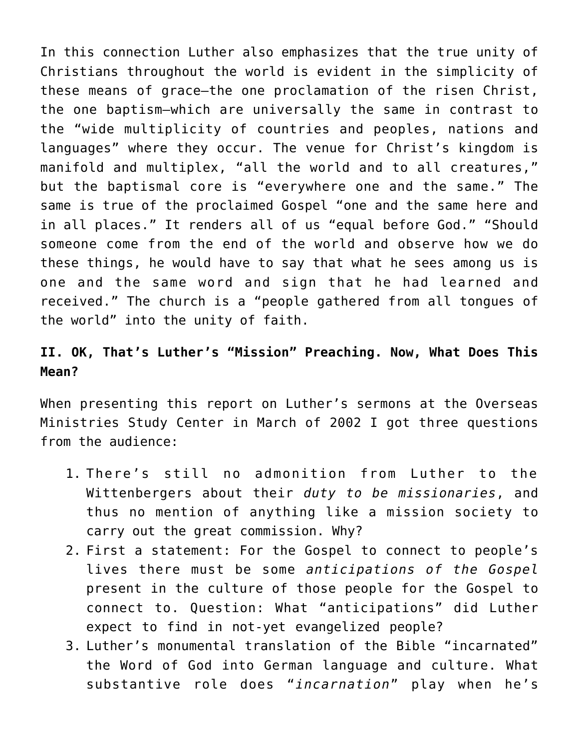In this connection Luther also emphasizes that the true unity of Christians throughout the world is evident in the simplicity of these means of grace—the one proclamation of the risen Christ, the one baptism—which are universally the same in contrast to the "wide multiplicity of countries and peoples, nations and languages" where they occur. The venue for Christ's kingdom is manifold and multiplex, "all the world and to all creatures," but the baptismal core is "everywhere one and the same." The same is true of the proclaimed Gospel "one and the same here and in all places." It renders all of us "equal before God." "Should someone come from the end of the world and observe how we do these things, he would have to say that what he sees among us is one and the same word and sign that he had learned and received." The church is a "people gathered from all tongues of the world" into the unity of faith.

### II. OK, That's Luther's "Mission" Preaching. Now, What Does This Mean?

When presenting this report on Luther's sermons at the Overseas Ministries Study Center in March of 2002 I got three questions from the audience:

1. There's still no admonition from Luther to the Wittenbergers about their *duty to be missionaries*, and thus no mention of anything like a mission society to carry out the great commission. Why?
2. First a statement: For the Gospel to connect to people's lives there must be some *anticipations of the Gospel* present in the culture of those people for the Gospel to connect to. Question: What "anticipations" did Luther expect to find in not-yet evangelized people?
3. Luther's monumental translation of the Bible "incarnated" the Word of God into German language and culture. What substantive role does "*incarnation*" play when he's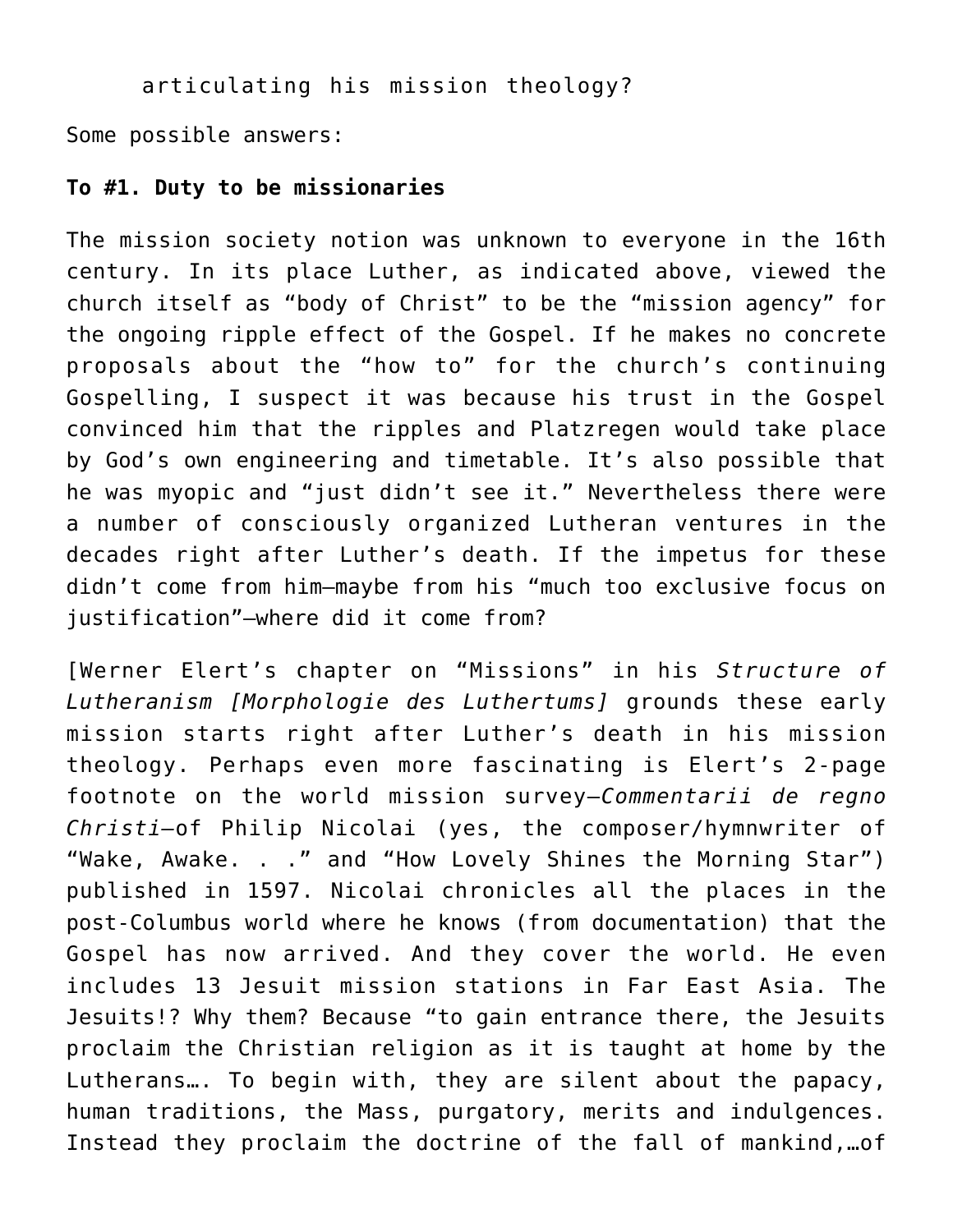articulating his mission theology?

Some possible answers:

**To #1. Duty to be missionaries**

The mission society notion was unknown to everyone in the 16th century. In its place Luther, as indicated above, viewed the church itself as "body of Christ" to be the "mission agency" for the ongoing ripple effect of the Gospel. If he makes no concrete proposals about the "how to" for the church's continuing Gospelling, I suspect it was because his trust in the Gospel convinced him that the ripples and Platzregen would take place by God's own engineering and timetable. It's also possible that he was myopic and "just didn't see it." Nevertheless there were a number of consciously organized Lutheran ventures in the decades right after Luther's death. If the impetus for these didn't come from him—maybe from his "much too exclusive focus on justification"—where did it come from?

[Werner Elert's chapter on "Missions" in his *Structure of Lutheranism [Morphologie des Luthertums]* grounds these early mission starts right after Luther's death in his mission theology. Perhaps even more fascinating is Elert's 2-page footnote on the world mission survey—*Commentarii de regno Christi*—of Philip Nicolai (yes, the composer/hymnwriter of "Wake, Awake. . ." and "How Lovely Shines the Morning Star") published in 1597. Nicolai chronicles all the places in the post-Columbus world where he knows (from documentation) that the Gospel has now arrived. And they cover the world. He even includes 13 Jesuit mission stations in Far East Asia. The Jesuits!? Why them? Because "to gain entrance there, the Jesuits proclaim the Christian religion as it is taught at home by the Lutherans…. To begin with, they are silent about the papacy, human traditions, the Mass, purgatory, merits and indulgences. Instead they proclaim the doctrine of the fall of mankind,…of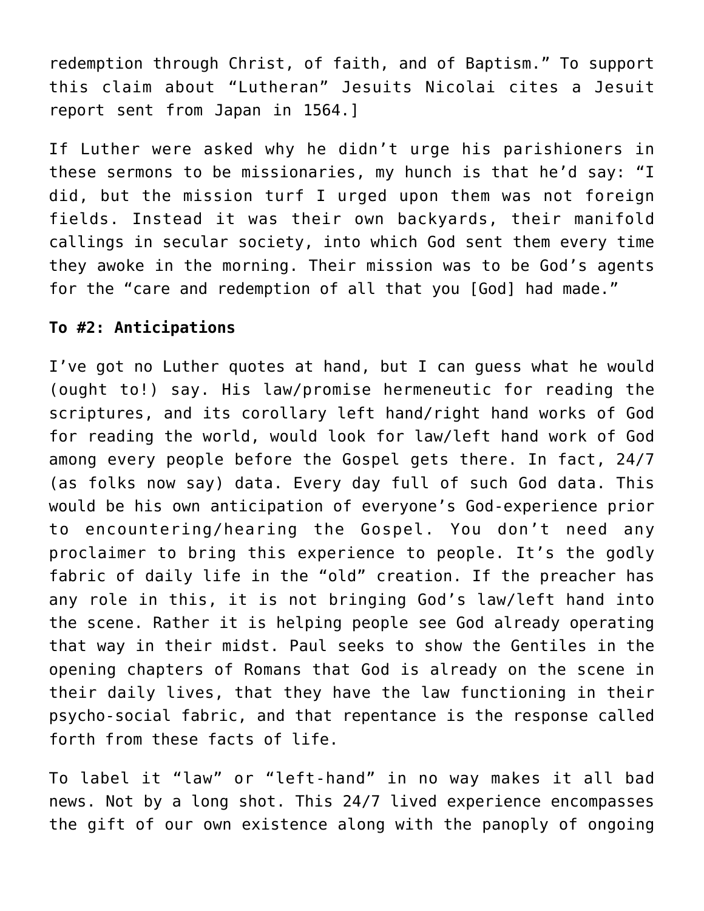redemption through Christ, of faith, and of Baptism." To support this claim about "Lutheran" Jesuits Nicolai cites a Jesuit report sent from Japan in 1564.]

If Luther were asked why he didn't urge his parishioners in these sermons to be missionaries, my hunch is that he'd say: "I did, but the mission turf I urged upon them was not foreign fields. Instead it was their own backyards, their manifold callings in secular society, into which God sent them every time they awoke in the morning. Their mission was to be God's agents for the "care and redemption of all that you [God] had made."

**To #2: Anticipations**

I've got no Luther quotes at hand, but I can guess what he would (ought to!) say. His law/promise hermeneutic for reading the scriptures, and its corollary left hand/right hand works of God for reading the world, would look for law/left hand work of God among every people before the Gospel gets there. In fact, 24/7 (as folks now say) data. Every day full of such God data. This would be his own anticipation of everyone's God-experience prior to encountering/hearing the Gospel. You don't need any proclaimer to bring this experience to people. It's the godly fabric of daily life in the "old" creation. If the preacher has any role in this, it is not bringing God's law/left hand into the scene. Rather it is helping people see God already operating that way in their midst. Paul seeks to show the Gentiles in the opening chapters of Romans that God is already on the scene in their daily lives, that they have the law functioning in their psycho-social fabric, and that repentance is the response called forth from these facts of life.

To label it "law" or "left-hand" in no way makes it all bad news. Not by a long shot. This 24/7 lived experience encompasses the gift of our own existence along with the panoply of ongoing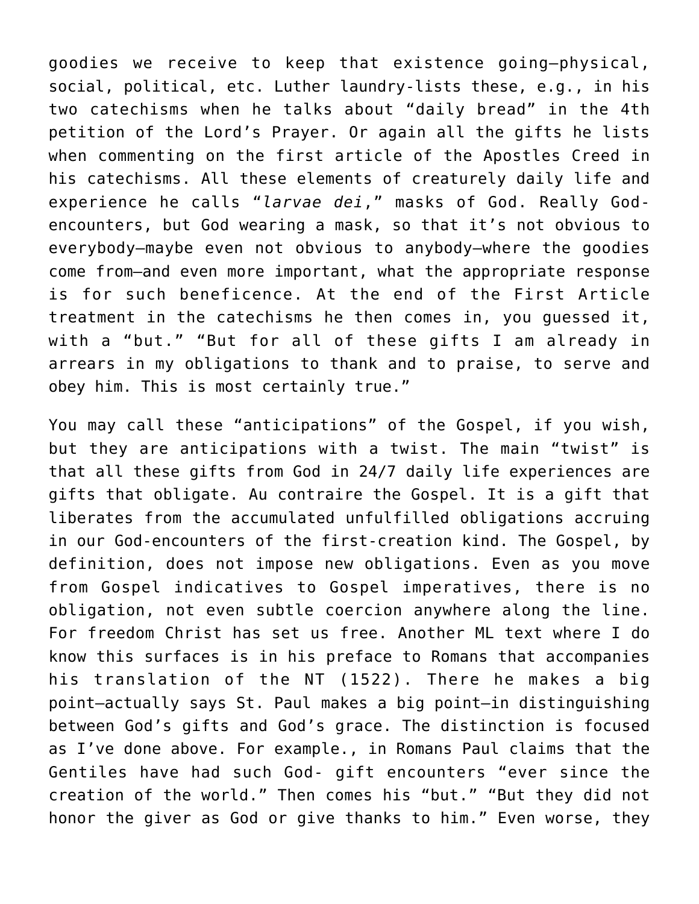goodies we receive to keep that existence going—physical, social, political, etc. Luther laundry-lists these, e.g., in his two catechisms when he talks about "daily bread" in the 4th petition of the Lord's Prayer. Or again all the gifts he lists when commenting on the first article of the Apostles Creed in his catechisms. All these elements of creaturely daily life and experience he calls "*larvae dei*," masks of God. Really God-encounters, but God wearing a mask, so that it's not obvious to everybody—maybe even not obvious to anybody—where the goodies come from—and even more important, what the appropriate response is for such beneficence. At the end of the First Article treatment in the catechisms he then comes in, you guessed it, with a "but." "But for all of these gifts I am already in arrears in my obligations to thank and to praise, to serve and obey him. This is most certainly true."

You may call these "anticipations" of the Gospel, if you wish, but they are anticipations with a twist. The main "twist" is that all these gifts from God in 24/7 daily life experiences are gifts that obligate. Au contraire the Gospel. It is a gift that liberates from the accumulated unfulfilled obligations accruing in our God-encounters of the first-creation kind. The Gospel, by definition, does not impose new obligations. Even as you move from Gospel indicatives to Gospel imperatives, there is no obligation, not even subtle coercion anywhere along the line. For freedom Christ has set us free. Another ML text where I do know this surfaces is in his preface to Romans that accompanies his translation of the NT (1522). There he makes a big point—actually says St. Paul makes a big point—in distinguishing between God's gifts and God's grace. The distinction is focused as I've done above. For example., in Romans Paul claims that the Gentiles have had such God- gift encounters "ever since the creation of the world." Then comes his "but." "But they did not honor the giver as God or give thanks to him." Even worse, they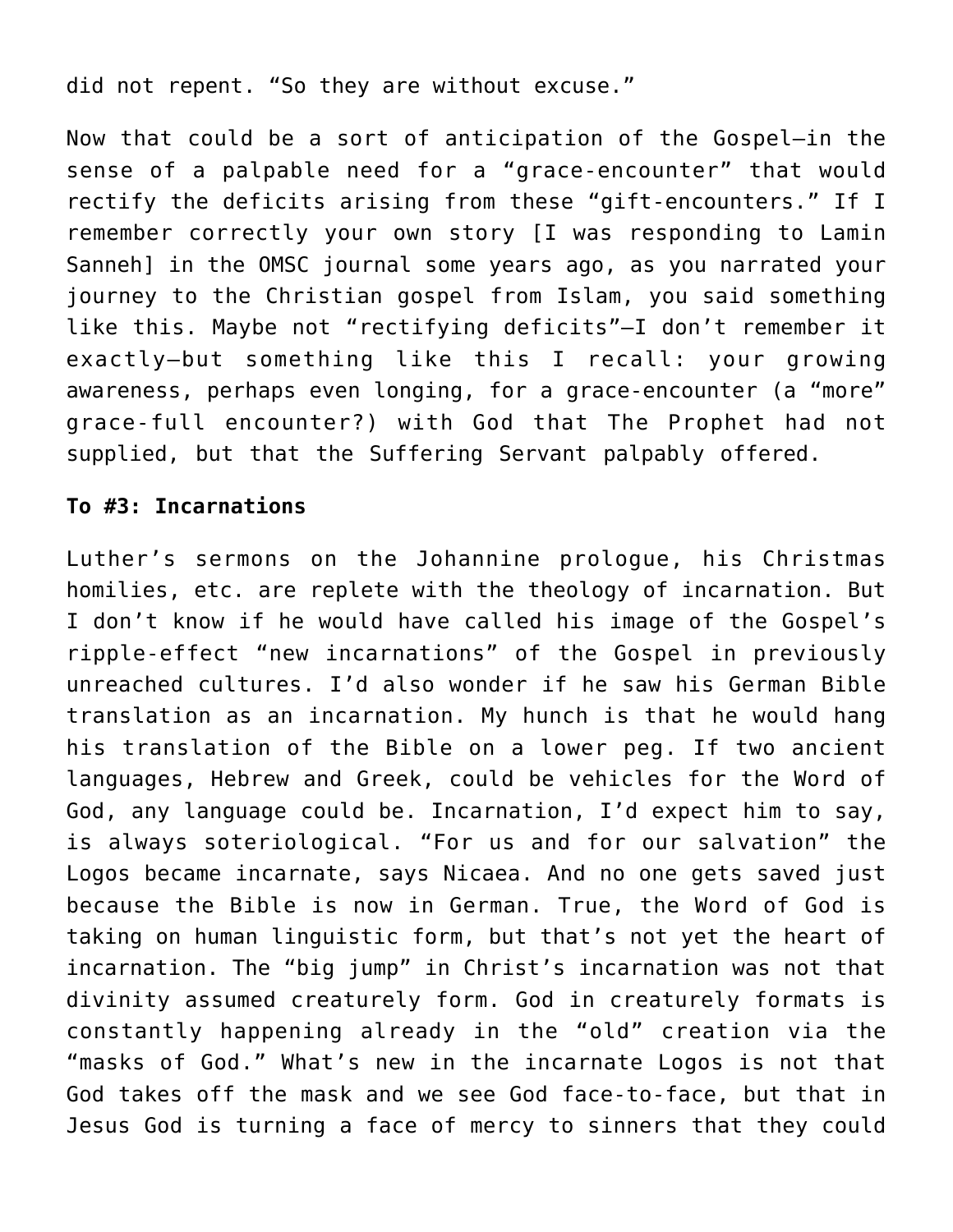did not repent. “So they are without excuse.”

Now that could be a sort of anticipation of the Gospel—in the sense of a palpable need for a “grace-encounter” that would rectify the deficits arising from these “gift-encounters.” If I remember correctly your own story [I was responding to Lamin Sanneh] in the OMSC journal some years ago, as you narrated your journey to the Christian gospel from Islam, you said something like this. Maybe not “rectifying deficits”—I don’t remember it exactly—but something like this I recall: your growing awareness, perhaps even longing, for a grace-encounter (a “more” grace-full encounter?) with God that The Prophet had not supplied, but that the Suffering Servant palpably offered.

**To #3: Incarnations**

Luther’s sermons on the Johannine prologue, his Christmas homilies, etc. are replete with the theology of incarnation. But I don’t know if he would have called his image of the Gospel’s ripple-effect “new incarnations” of the Gospel in previously unreached cultures. I’d also wonder if he saw his German Bible translation as an incarnation. My hunch is that he would hang his translation of the Bible on a lower peg. If two ancient languages, Hebrew and Greek, could be vehicles for the Word of God, any language could be. Incarnation, I’d expect him to say, is always soteriological. “For us and for our salvation” the Logos became incarnate, says Nicaea. And no one gets saved just because the Bible is now in German. True, the Word of God is taking on human linguistic form, but that’s not yet the heart of incarnation. The “big jump” in Christ’s incarnation was not that divinity assumed creaturely form. God in creaturely formats is constantly happening already in the “old” creation via the “masks of God.” What’s new in the incarnate Logos is not that God takes off the mask and we see God face-to-face, but that in Jesus God is turning a face of mercy to sinners that they could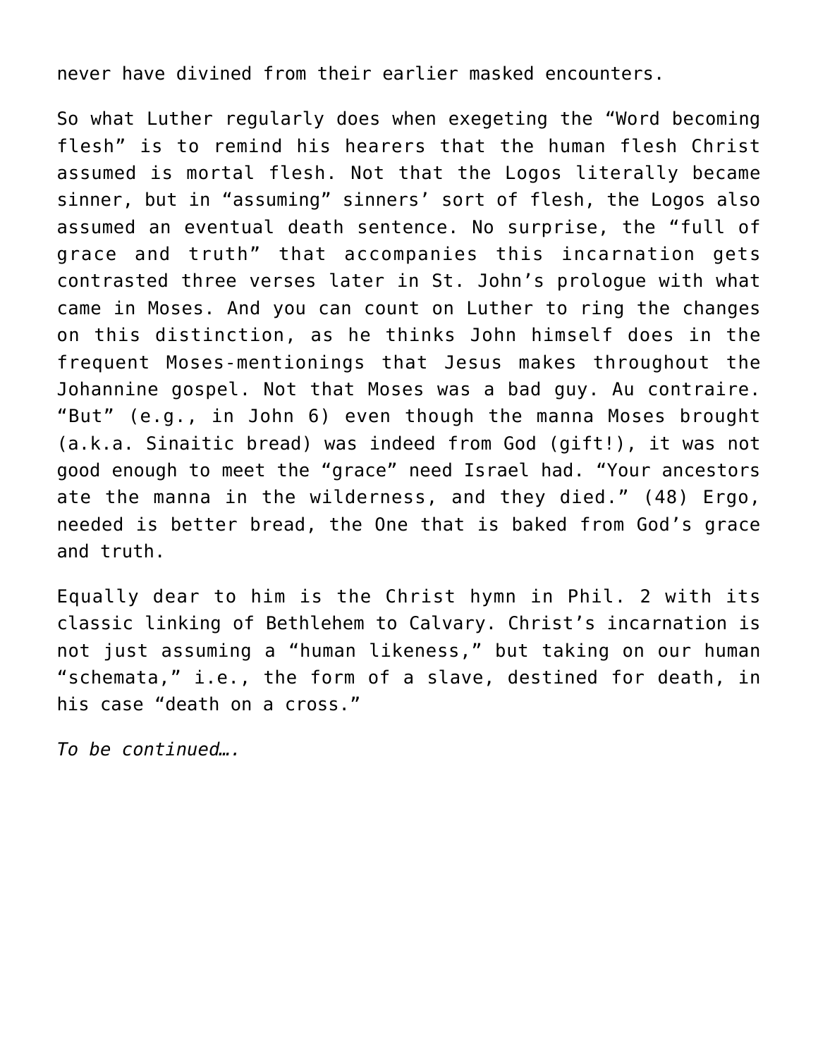never have divined from their earlier masked encounters.

So what Luther regularly does when exegeting the “Word becoming flesh” is to remind his hearers that the human flesh Christ assumed is mortal flesh. Not that the Logos literally became sinner, but in “assuming” sinners’ sort of flesh, the Logos also assumed an eventual death sentence. No surprise, the “full of grace and truth” that accompanies this incarnation gets contrasted three verses later in St. John’s prologue with what came in Moses. And you can count on Luther to ring the changes on this distinction, as he thinks John himself does in the frequent Moses-mentionings that Jesus makes throughout the Johannine gospel. Not that Moses was a bad guy. Au contraire. “But” (e.g., in John 6) even though the manna Moses brought (a.k.a. Sinaitic bread) was indeed from God (gift!), it was not good enough to meet the “grace” need Israel had. “Your ancestors ate the manna in the wilderness, and they died.” (48) Ergo, needed is better bread, the One that is baked from God’s grace and truth.

Equally dear to him is the Christ hymn in Phil. 2 with its classic linking of Bethlehem to Calvary. Christ’s incarnation is not just assuming a “human likeness,” but taking on our human “schemata,” i.e., the form of a slave, destined for death, in his case “death on a cross.”

*To be continued….*